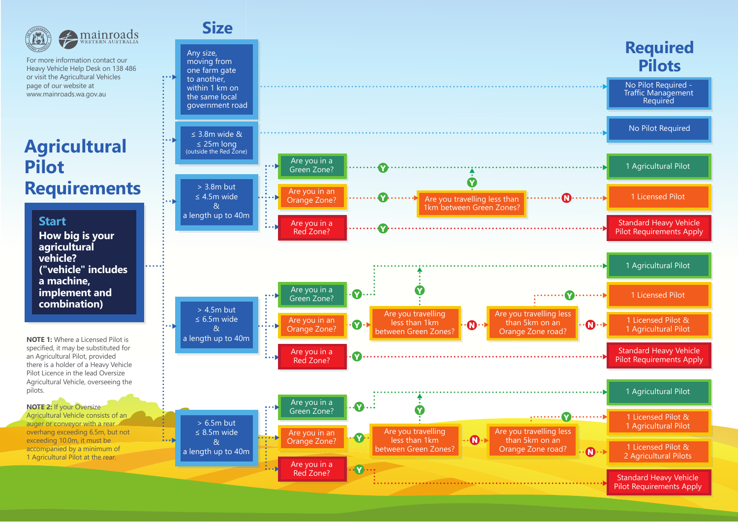# Agricultural Pilot Requirements

For more information contact our Heavy Vehicle Help Desk on 138 486 or visit the Agricultural Vehicles page of our website at www.mainroads.wa.gov.au

## Start

**How big is your agricultural vehicle? ("vehicle" includes a machine, implement and combination)**

### Size → Required Pilots

**Any size, moving from one farm gate to another, within 1 km on the same local government road**
- No Pilot Required - Traffic Management Required

**≤ 3.8m wide & ≤ 25m long (outside the Red Zone)**
- No Pilot Required

**> 3.8m but ≤ 4.5m wide & a length up to 40m**
- Are you in a Green Zone? Y → 1 Agricultural Pilot
- Are you in an Orange Zone? Y → Are you travelling less than 1km between Green Zones?
  - Y → 1 Agricultural Pilot
  - N → 1 Licensed Pilot
- Are you in a Red Zone? Y → Standard Heavy Vehicle Pilot Requirements Apply

**> 4.5m but ≤ 6.5m wide & a length up to 40m**
- Are you in a Green Zone? Y → 1 Agricultural Pilot
- Are you in an Orange Zone? Y → Are you travelling less than 1km between Green Zones?
  - Y → 1 Agricultural Pilot
  - N → Are you travelling less than 5km on an Orange Zone road?
    - Y → 1 Licensed Pilot
    - N → 1 Licensed Pilot & 1 Agricultural Pilot
- Are you in a Red Zone? Y → Standard Heavy Vehicle Pilot Requirements Apply

**> 6.5m but ≤ 8.5m wide & a length up to 40m**
- Are you in a Green Zone? Y → 1 Agricultural Pilot
- Are you in an Orange Zone? Y → Are you travelling less than 1km between Green Zones?
  - Y → 1 Agricultural Pilot
  - N → Are you travelling less than 5km on an Orange Zone road?
    - Y → 1 Licensed Pilot & 1 Agricultural Pilot
    - N → 1 Licensed Pilot & 2 Agricultural Pilots
- Are you in a Red Zone? Y → Standard Heavy Vehicle Pilot Requirements Apply

**NOTE 1:** Where a Licensed Pilot is specified, it may be substituted for an Agricultural Pilot, provided there is a holder of a Heavy Vehicle Pilot Licence in the lead Oversize Agricultural Vehicle, overseeing the pilots.

**NOTE 2:** If your Oversize Agricultural Vehicle consists of an auger or conveyor with a rear overhang exceeding 6.5m, but not exceeding 10.0m, it must be accompanied by a minimum of 1 Agricultural Pilot at the rear.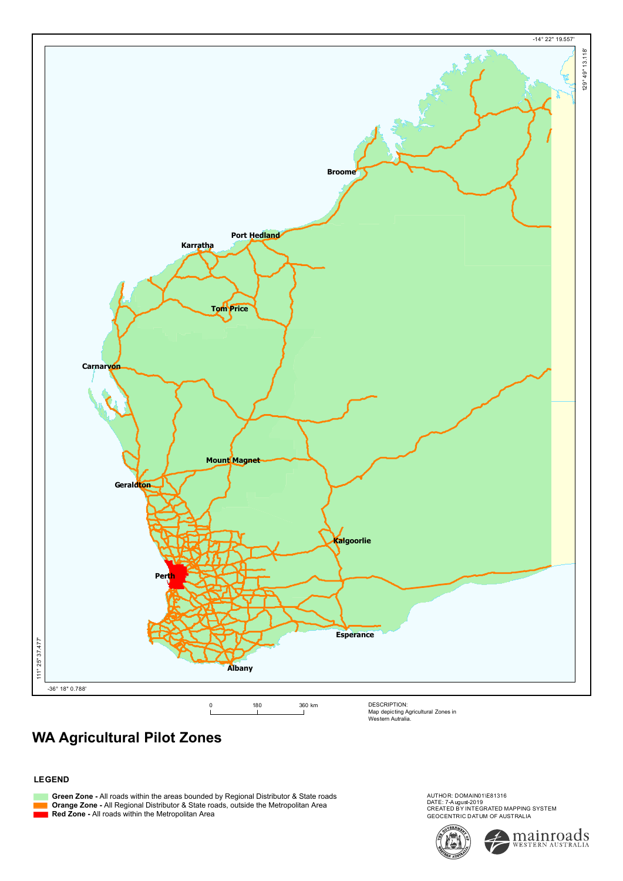-14° 22' 19.557'

129° 49' 13.118'

Broome

Port Hedland

Karratha

Tom Price

Carnarvon

Mount Magnet

Geraldton

Kalgoorlie

Perth

Esperance

Albany

111° 25' 37.477'

-36° 18' 0.788'

0 180 360 km

DESCRIPTION:
Map depicting Agricultural Zones in Western Autralia.

# WA Agricultural Pilot Zones

## LEGEND

**Green Zone -** All roads within the areas bounded by Regional Distributor & State roads
**Orange Zone -** All Regional Distributor & State roads, outside the Metropolitan Area
**Red Zone -** All roads within the Metropolitan Area

AUTHOR: DOMAIN01\E81316
DATE: 7-August-2019
CREATED BY INTEGRATED MAPPING SYSTEM
GEOCENTRIC DATUM OF AUSTRALIA

mainroads
WESTERN AUSTRALIA